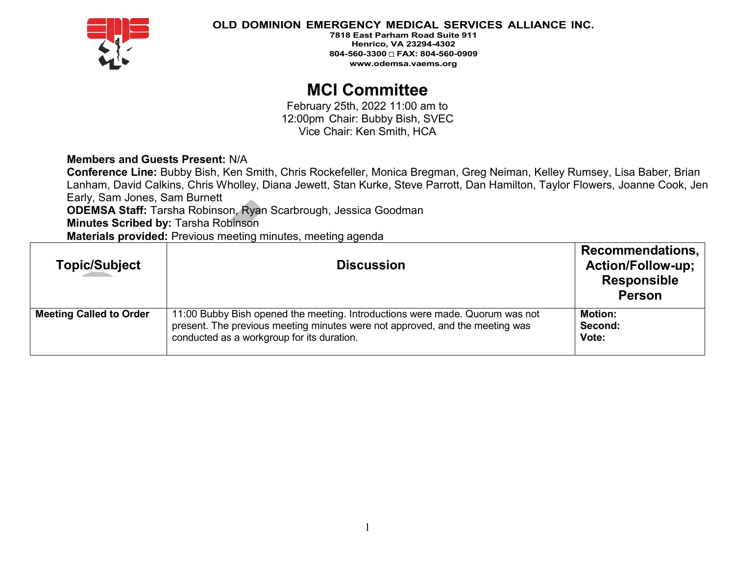**OLD DOMINION EMERGENCY MEDICAL SERVICES ALLIANCE INC.**
**7818 East Parham Road Suite 911**
**Henrico, VA 23294-4302**
**804-560-3300 □ FAX: 804-560-0909**
**www.odemsa.vaems.org**

# MCI Committee

February 25th, 2022 11:00 am to 12:00pm Chair: Bubby Bish, SVEC
Vice Chair: Ken Smith, HCA

**Members and Guests Present:** N/A
**Conference Line:** Bubby Bish, Ken Smith, Chris Rockefeller, Monica Bregman, Greg Neiman, Kelley Rumsey, Lisa Baber, Brian Lanham, David Calkins, Chris Wholley, Diana Jewett, Stan Kurke, Steve Parrott, Dan Hamilton, Taylor Flowers, Joanne Cook, Jen Early, Sam Jones, Sam Burnett
**ODEMSA Staff:** Tarsha Robinson, Ryan Scarbrough, Jessica Goodman
**Minutes Scribed by:** Tarsha Robinson
**Materials provided:** Previous meeting minutes, meeting agenda

| Topic/Subject | Discussion | Recommendations, Action/Follow-up; Responsible Person |
|---|---|---|
| **Meeting Called to Order** | 11:00 Bubby Bish opened the meeting. Introductions were made. Quorum was not present. The previous meeting minutes were not approved, and the meeting was conducted as a workgroup for its duration. | **Motion:**<br>**Second:**<br>**Vote:** |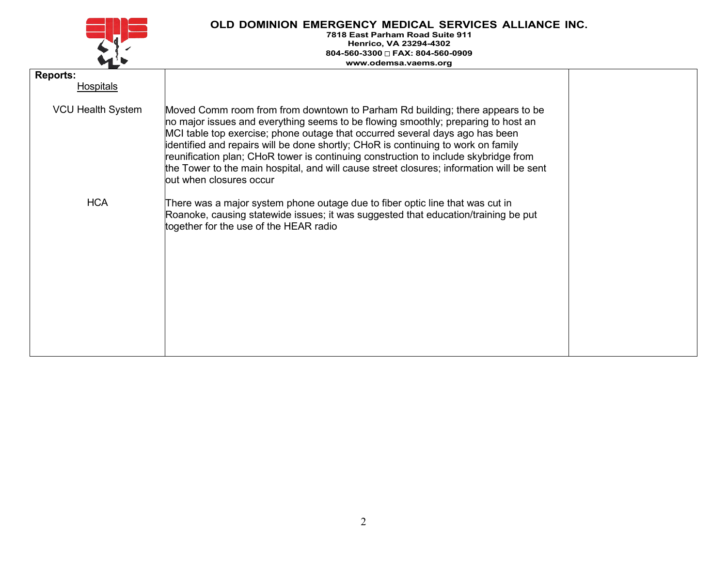**OLD DOMINION EMERGENCY MEDICAL SERVICES ALLIANCE INC.**
**7818 East Parham Road Suite 911**
**Henrico, VA 23294-4302**
**804-560-3300 □ FAX: 804-560-0909**
**www.odemsa.vaems.org**

| **Reports:** Hospitals | | |
|---|---|---|
| VCU Health System | Moved Comm room from from downtown to Parham Rd building; there appears to be no major issues and everything seems to be flowing smoothly; preparing to host an MCI table top exercise; phone outage that occurred several days ago has been identified and repairs will be done shortly; CHoR is continuing to work on family reunification plan; CHoR tower is continuing construction to include skybridge from the Tower to the main hospital, and will cause street closures; information will be sent out when closures occur | |
| HCA | There was a major system phone outage due to fiber optic line that was cut in Roanoke, causing statewide issues; it was suggested that education/training be put together for the use of the HEAR radio | |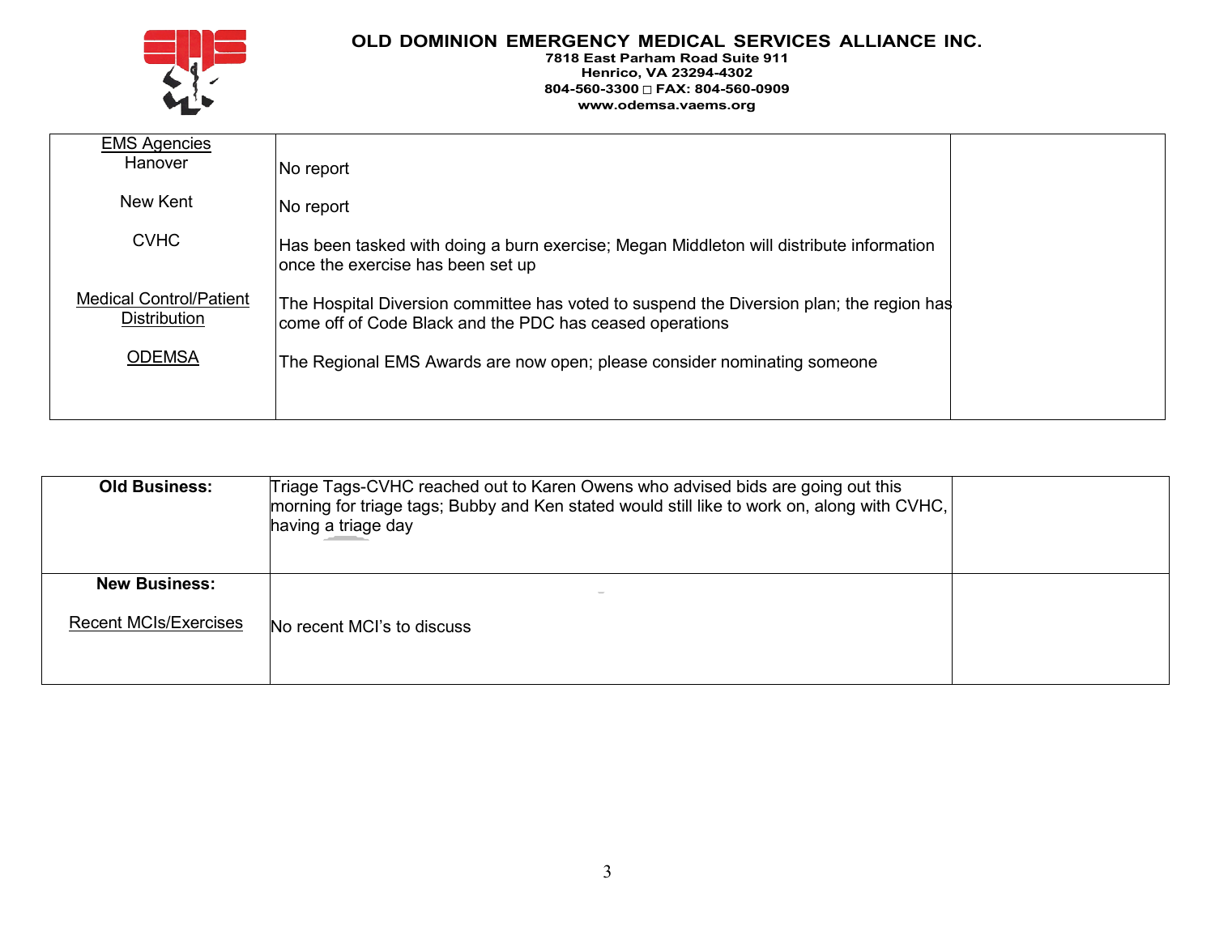**OLD DOMINION EMERGENCY MEDICAL SERVICES ALLIANCE INC.**
**7818 East Parham Road Suite 911**
**Henrico, VA 23294-4302**
**804-560-3300 □ FAX: 804-560-0909**
**www.odemsa.vaems.org**

| | | |
|---|---|---|
| EMS Agencies<br>Hanover | No report | |
| New Kent | No report | |
| CVHC | Has been tasked with doing a burn exercise; Megan Middleton will distribute information once the exercise has been set up | |
| Medical Control/Patient Distribution | The Hospital Diversion committee has voted to suspend the Diversion plan; the region has come off of Code Black and the PDC has ceased operations | |
| ODEMSA | The Regional EMS Awards are now open; please consider nominating someone | |

| | | |
|---|---|---|
| **Old Business:** | Triage Tags-CVHC reached out to Karen Owens who advised bids are going out this morning for triage tags; Bubby and Ken stated would still like to work on, along with CVHC, having a triage day | |
| **New Business:**<br><br>Recent MCIs/Exercises | No recent MCI's to discuss | |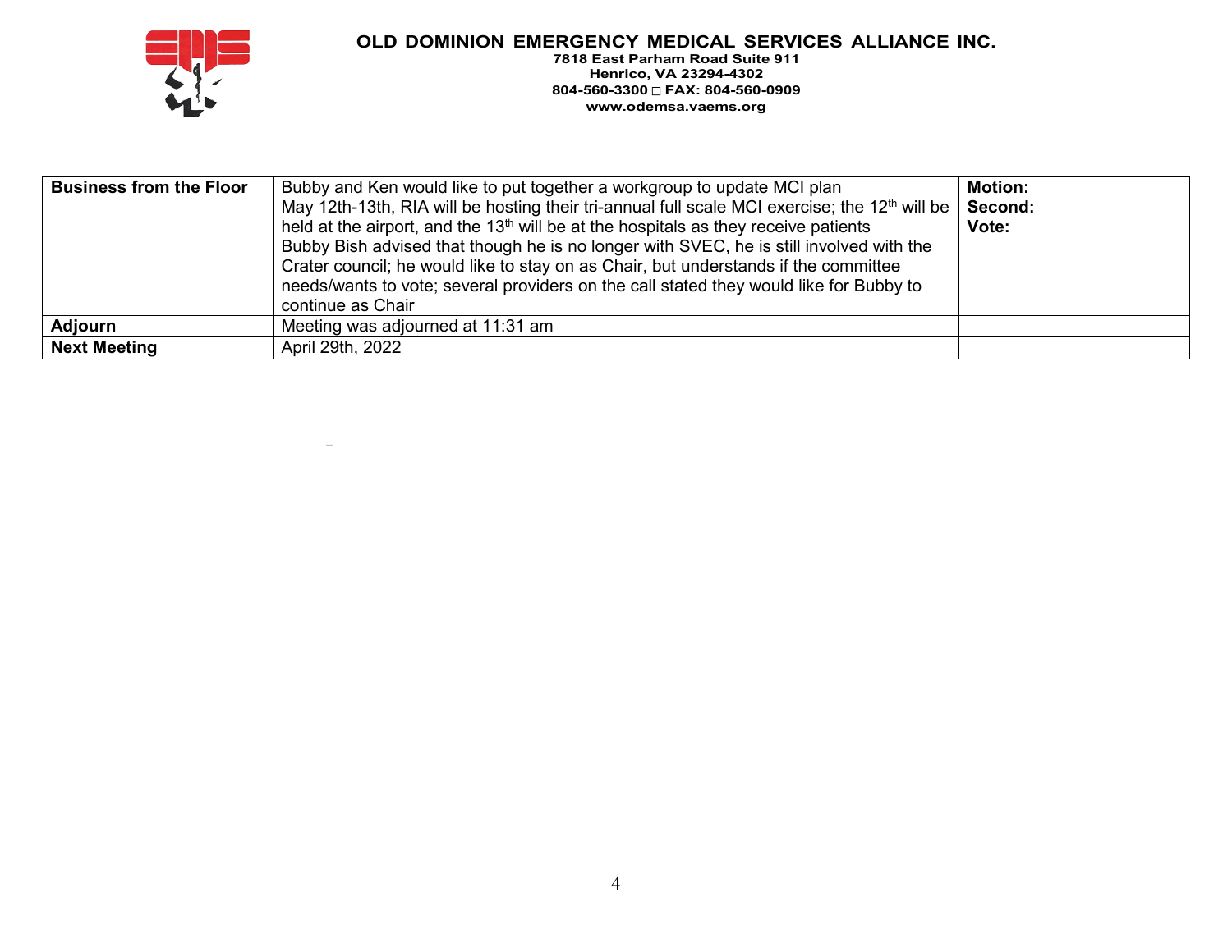| Business from the Floor | Bubby and Ken would like to put together a workgroup to update MCI plan<br>May 12th-13th, RIA will be hosting their tri-annual full scale MCI exercise; the 12th will be held at the airport, and the 13th will be at the hospitals as they receive patients<br>Bubby Bish advised that though he is no longer with SVEC, he is still involved with the Crater council; he would like to stay on as Chair, but understands if the committee needs/wants to vote; several providers on the call stated they would like for Bubby to continue as Chair | **Motion:**<br>**Second:**<br>**Vote:** |
|---|---|---|
| **Adjourn** | Meeting was adjourned at 11:31 am | |
| **Next Meeting** | April 29th, 2022 | |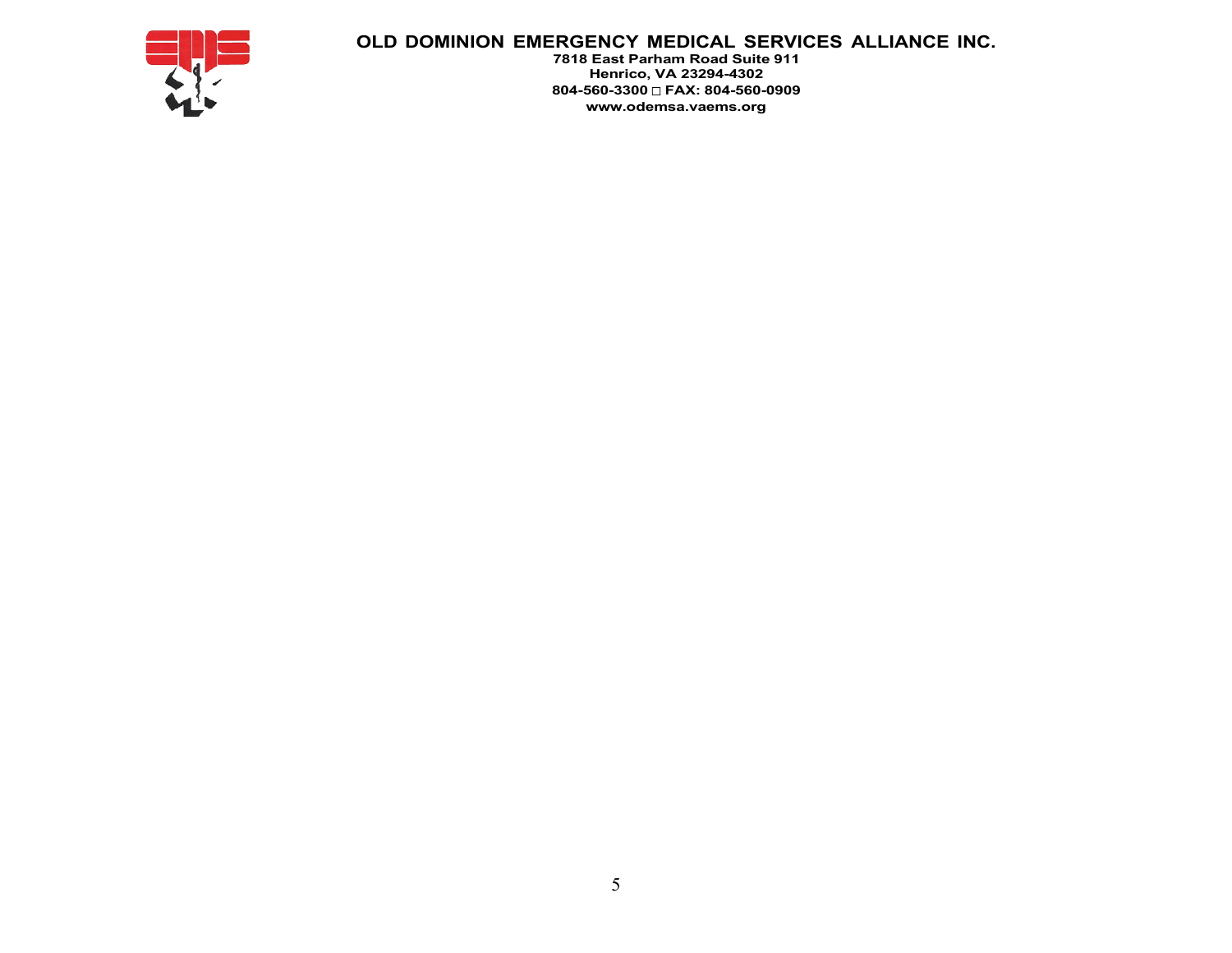**OLD DOMINION EMERGENCY MEDICAL SERVICES ALLIANCE INC.**
**7818 East Parham Road Suite 911**
**Henrico, VA 23294-4302**
**804-560-3300 □ FAX: 804-560-0909**
**www.odemsa.vaems.org**